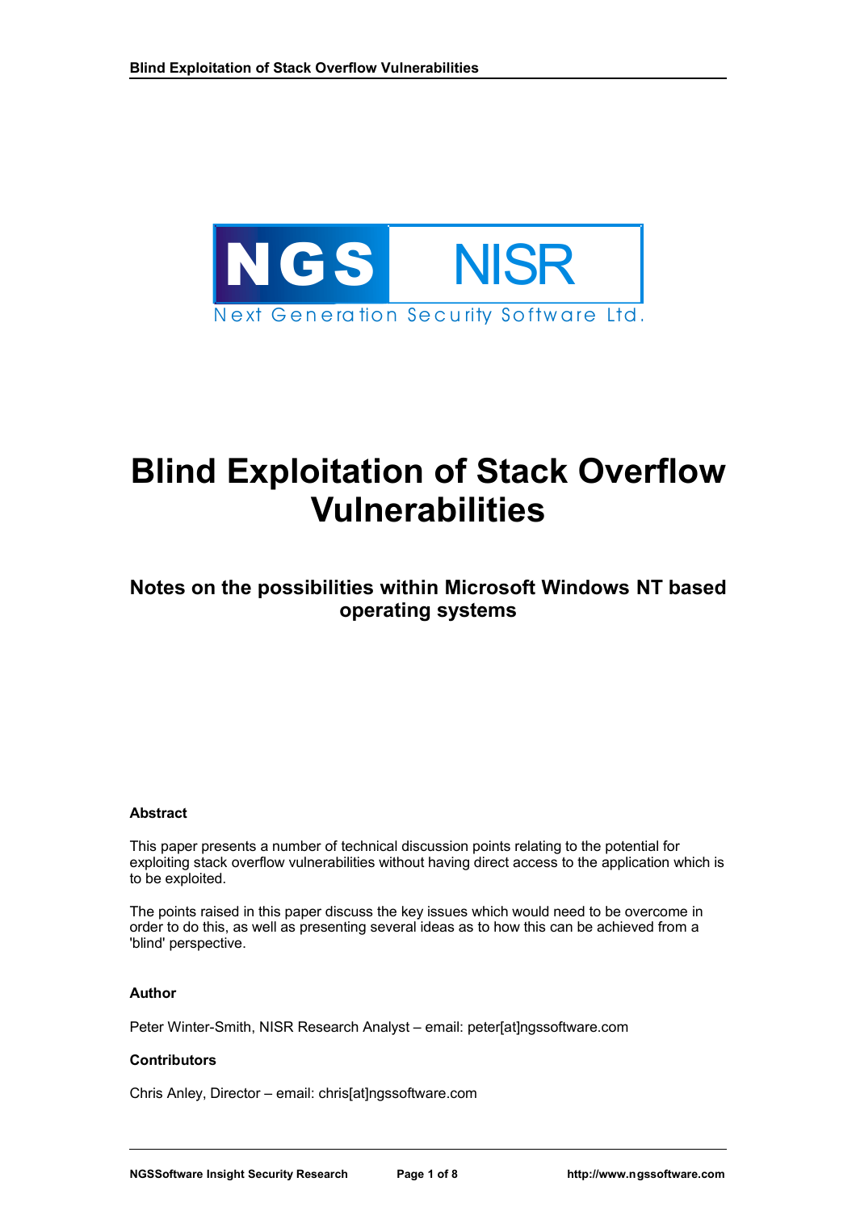NGS NISR

Next Generation Security Software Ltd.

# Blind Exploitation of Stack Overflow Vulnerabilities

## Notes on the possibilities within Microsoft Windows NT based operating systems

**Abstract**

This paper presents a number of technical discussion points relating to the potential for exploiting stack overflow vulnerabilities without having direct access to the application which is to be exploited.

The points raised in this paper discuss the key issues which would need to be overcome in order to do this, as well as presenting several ideas as to how this can be achieved from a 'blind' perspective.

**Author**

Peter Winter-Smith, NISR Research Analyst – email: peter[at]ngssoftware.com

**Contributors**

Chris Anley, Director – email: chris[at]ngssoftware.com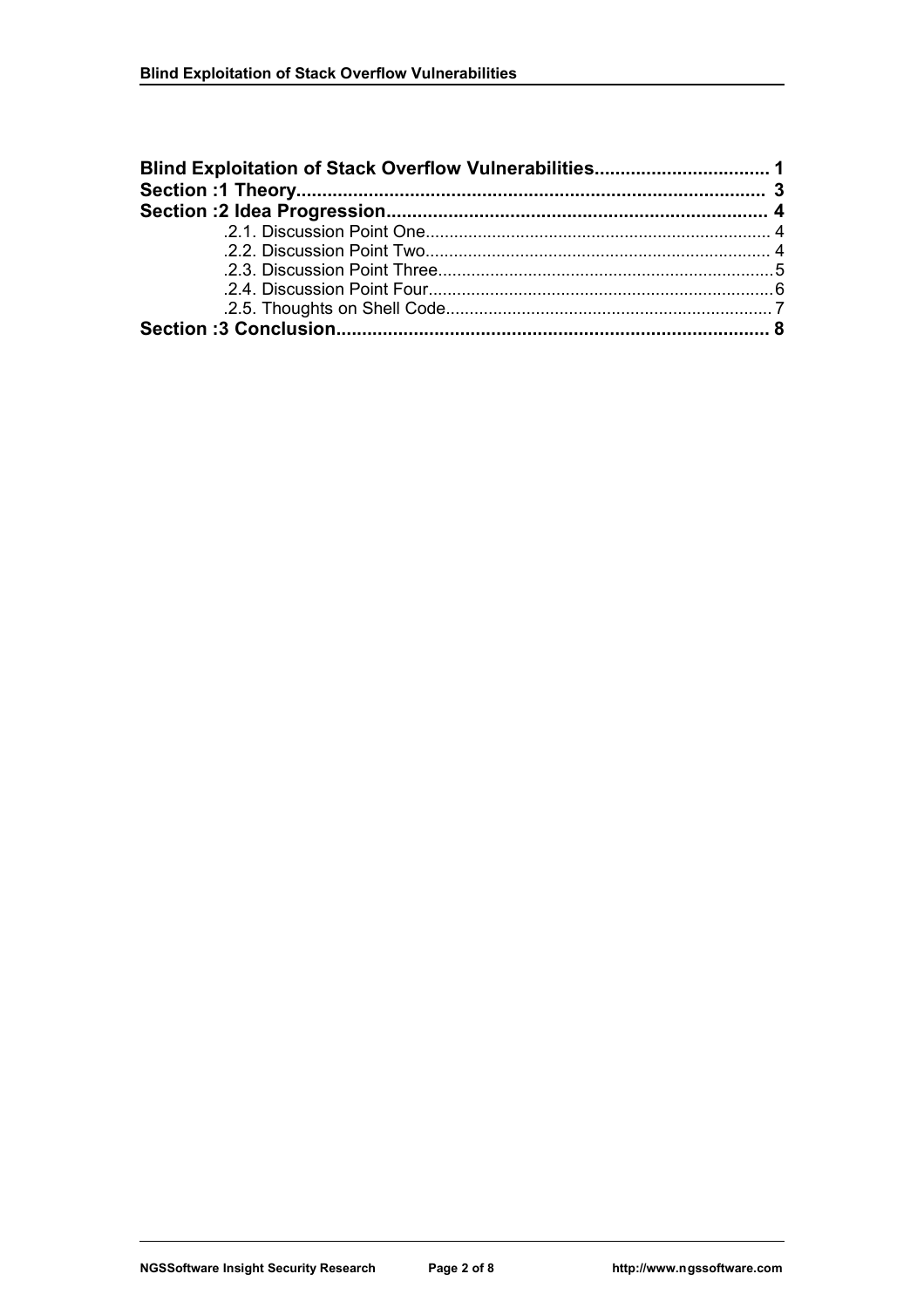**Blind Exploitation of Stack Overflow Vulnerabilities................................ 1**

**Section :1 Theory......................................................................................... 3**

**Section :2 Idea Progression......................................................................... 4**

.2.1. Discussion Point One........................................................................ 4

.2.2. Discussion Point Two........................................................................ 4

.2.3. Discussion Point Three......................................................................5

.2.4. Discussion Point Four........................................................................6

.2.5. Thoughts on Shell Code.....................................................................7

**Section :3 Conclusion.................................................................................. 8**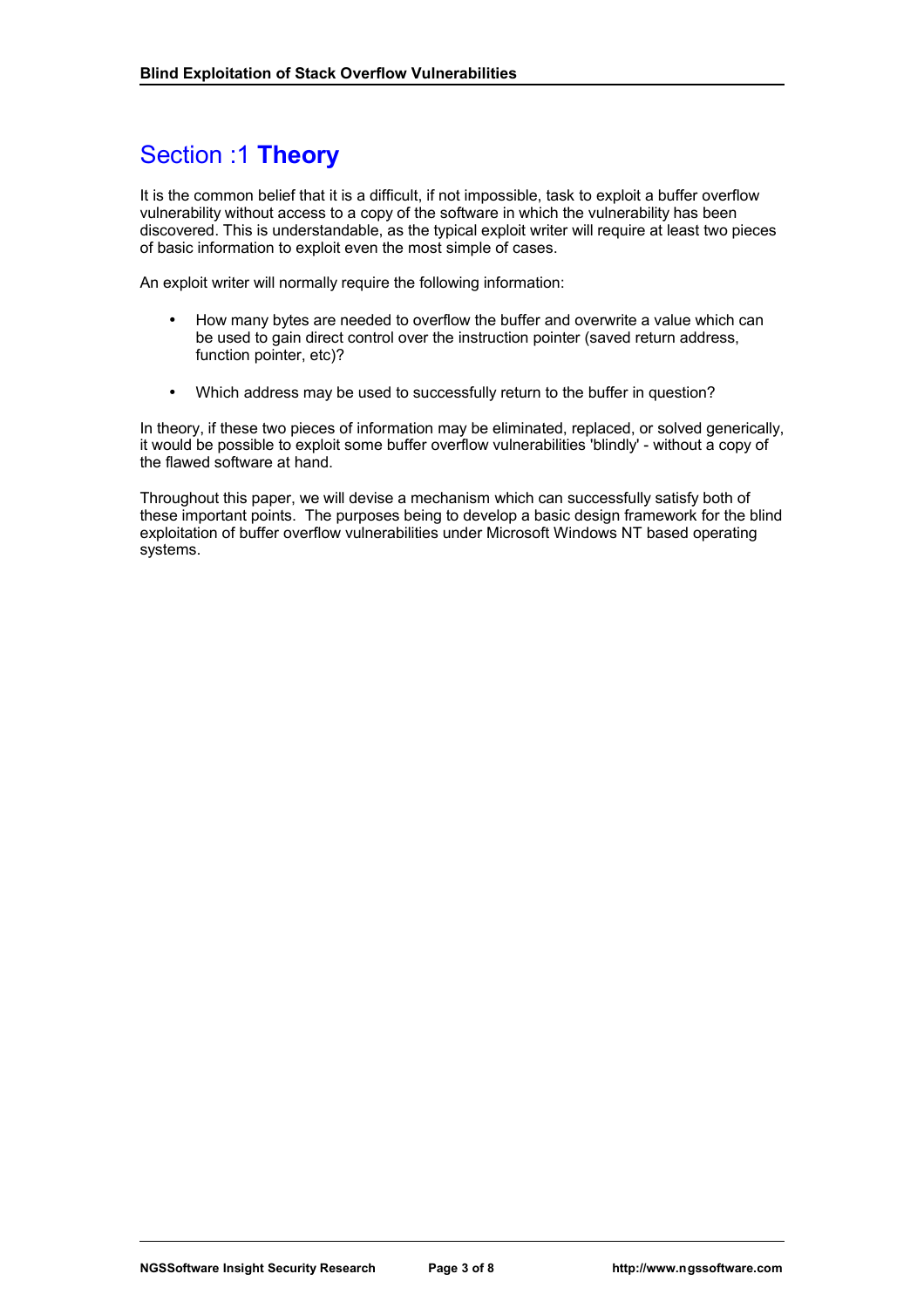# Section :1 **Theory**

It is the common belief that it is a difficult, if not impossible, task to exploit a buffer overflow vulnerability without access to a copy of the software in which the vulnerability has been discovered. This is understandable, as the typical exploit writer will require at least two pieces of basic information to exploit even the most simple of cases.

An exploit writer will normally require the following information:

- How many bytes are needed to overflow the buffer and overwrite a value which can be used to gain direct control over the instruction pointer (saved return address, function pointer, etc)?
- Which address may be used to successfully return to the buffer in question?

In theory, if these two pieces of information may be eliminated, replaced, or solved generically, it would be possible to exploit some buffer overflow vulnerabilities 'blindly' - without a copy of the flawed software at hand.

Throughout this paper, we will devise a mechanism which can successfully satisfy both of these important points. The purposes being to develop a basic design framework for the blind exploitation of buffer overflow vulnerabilities under Microsoft Windows NT based operating systems.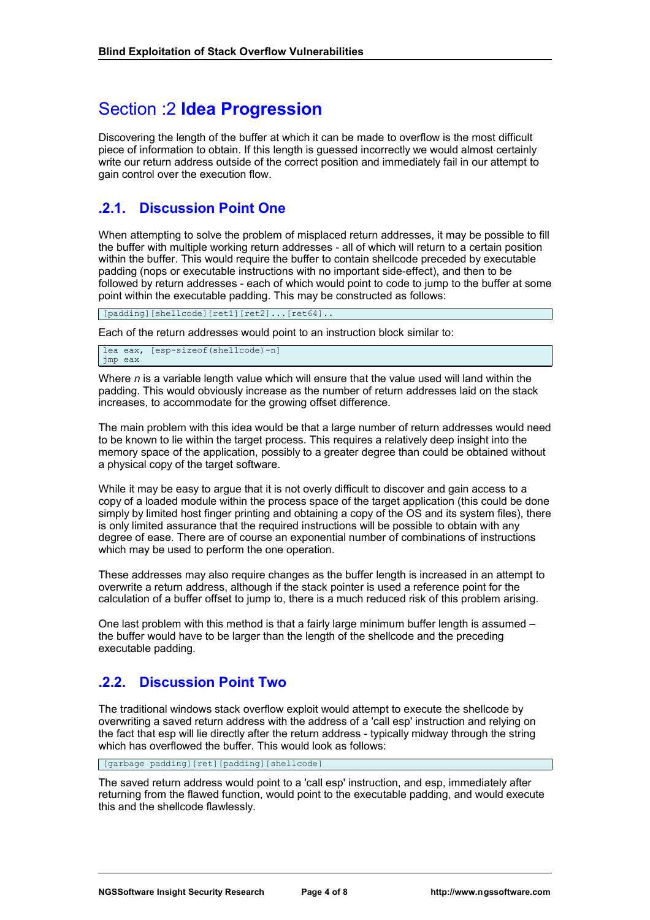# Section :2 **Idea Progression**

Discovering the length of the buffer at which it can be made to overflow is the most difficult piece of information to obtain. If this length is guessed incorrectly we would almost certainly write our return address outside of the correct position and immediately fail in our attempt to gain control over the execution flow.

## .2.1. Discussion Point One

When attempting to solve the problem of misplaced return addresses, it may be possible to fill the buffer with multiple working return addresses - all of which will return to a certain position within the buffer. This would require the buffer to contain shellcode preceded by executable padding (nops or executable instructions with no important side-effect), and then to be followed by return addresses - each of which would point to code to jump to the buffer at some point within the executable padding. This may be constructed as follows:

```
[padding][shellcode][ret1][ret2]...[ret64]..
```

Each of the return addresses would point to an instruction block similar to:

```
lea eax, [esp-sizeof(shellcode)-n]
jmp eax
```

Where *n* is a variable length value which will ensure that the value used will land within the padding. This would obviously increase as the number of return addresses laid on the stack increases, to accommodate for the growing offset difference.

The main problem with this idea would be that a large number of return addresses would need to be known to lie within the target process. This requires a relatively deep insight into the memory space of the application, possibly to a greater degree than could be obtained without a physical copy of the target software.

While it may be easy to argue that it is not overly difficult to discover and gain access to a copy of a loaded module within the process space of the target application (this could be done simply by limited host finger printing and obtaining a copy of the OS and its system files), there is only limited assurance that the required instructions will be possible to obtain with any degree of ease. There are of course an exponential number of combinations of instructions which may be used to perform the one operation.

These addresses may also require changes as the buffer length is increased in an attempt to overwrite a return address, although if the stack pointer is used a reference point for the calculation of a buffer offset to jump to, there is a much reduced risk of this problem arising.

One last problem with this method is that a fairly large minimum buffer length is assumed – the buffer would have to be larger than the length of the shellcode and the preceding executable padding.

## .2.2. Discussion Point Two

The traditional windows stack overflow exploit would attempt to execute the shellcode by overwriting a saved return address with the address of a 'call esp' instruction and relying on the fact that esp will lie directly after the return address - typically midway through the string which has overflowed the buffer. This would look as follows:

```
[garbage padding][ret][padding][shellcode]
```

The saved return address would point to a 'call esp' instruction, and esp, immediately after returning from the flawed function, would point to the executable padding, and would execute this and the shellcode flawlessly.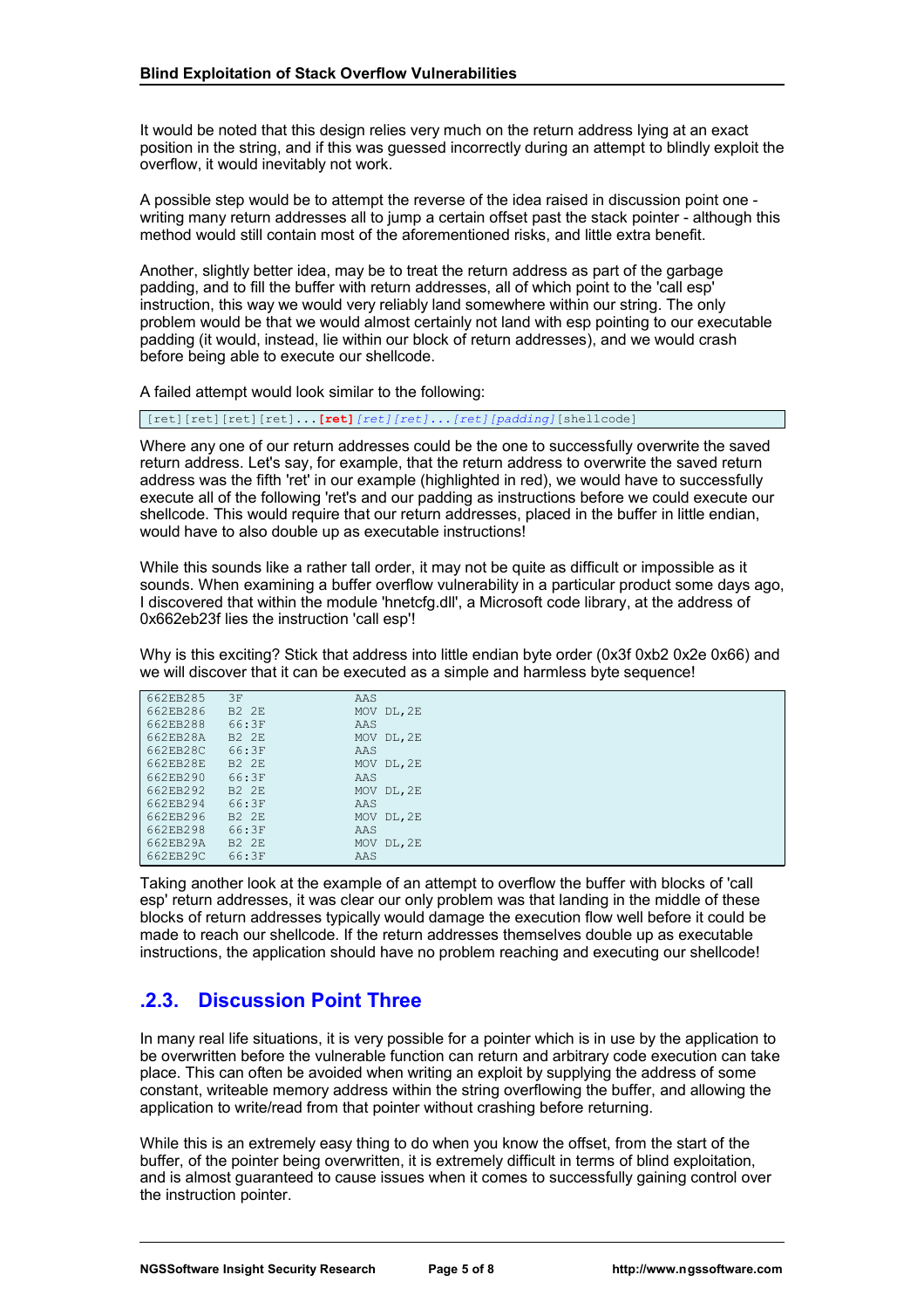It would be noted that this design relies very much on the return address lying at an exact position in the string, and if this was guessed incorrectly during an attempt to blindly exploit the overflow, it would inevitably not work.

A possible step would be to attempt the reverse of the idea raised in discussion point one - writing many return addresses all to jump a certain offset past the stack pointer - although this method would still contain most of the aforementioned risks, and little extra benefit.

Another, slightly better idea, may be to treat the return address as part of the garbage padding, and to fill the buffer with return addresses, all of which point to the 'call esp' instruction, this way we would very reliably land somewhere within our string. The only problem would be that we would almost certainly not land with esp pointing to our executable padding (it would, instead, lie within our block of return addresses), and we would crash before being able to execute our shellcode.

A failed attempt would look similar to the following:

```
[ret][ret][ret][ret]...[ret][ret][ret]...[ret][padding][shellcode]
```

Where any one of our return addresses could be the one to successfully overwrite the saved return address. Let's say, for example, that the return address to overwrite the saved return address was the fifth 'ret' in our example (highlighted in red), we would have to successfully execute all of the following 'ret's and our padding as instructions before we could execute our shellcode. This would require that our return addresses, placed in the buffer in little endian, would have to also double up as executable instructions!

While this sounds like a rather tall order, it may not be quite as difficult or impossible as it sounds. When examining a buffer overflow vulnerability in a particular product some days ago, I discovered that within the module 'hnetcfg.dll', a Microsoft code library, at the address of 0x662eb23f lies the instruction 'call esp'!

Why is this exciting? Stick that address into little endian byte order (0x3f 0xb2 0x2e 0x66) and we will discover that it can be executed as a simple and harmless byte sequence!

```
662EB285   3F              AAS
662EB286   B2 2E           MOV DL,2E
662EB288   66:3F           AAS
662EB28A   B2 2E           MOV DL,2E
662EB28C   66:3F           AAS
662EB28E   B2 2E           MOV DL,2E
662EB290   66:3F           AAS
662EB292   B2 2E           MOV DL,2E
662EB294   66:3F           AAS
662EB296   B2 2E           MOV DL,2E
662EB298   66:3F           AAS
662EB29A   B2 2E           MOV DL,2E
662EB29C   66:3F           AAS
```

Taking another look at the example of an attempt to overflow the buffer with blocks of 'call esp' return addresses, it was clear our only problem was that landing in the middle of these blocks of return addresses typically would damage the execution flow well before it could be made to reach our shellcode. If the return addresses themselves double up as executable instructions, the application should have no problem reaching and executing our shellcode!

## .2.3. Discussion Point Three

In many real life situations, it is very possible for a pointer which is in use by the application to be overwritten before the vulnerable function can return and arbitrary code execution can take place. This can often be avoided when writing an exploit by supplying the address of some constant, writeable memory address within the string overflowing the buffer, and allowing the application to write/read from that pointer without crashing before returning.

While this is an extremely easy thing to do when you know the offset, from the start of the buffer, of the pointer being overwritten, it is extremely difficult in terms of blind exploitation, and is almost guaranteed to cause issues when it comes to successfully gaining control over the instruction pointer.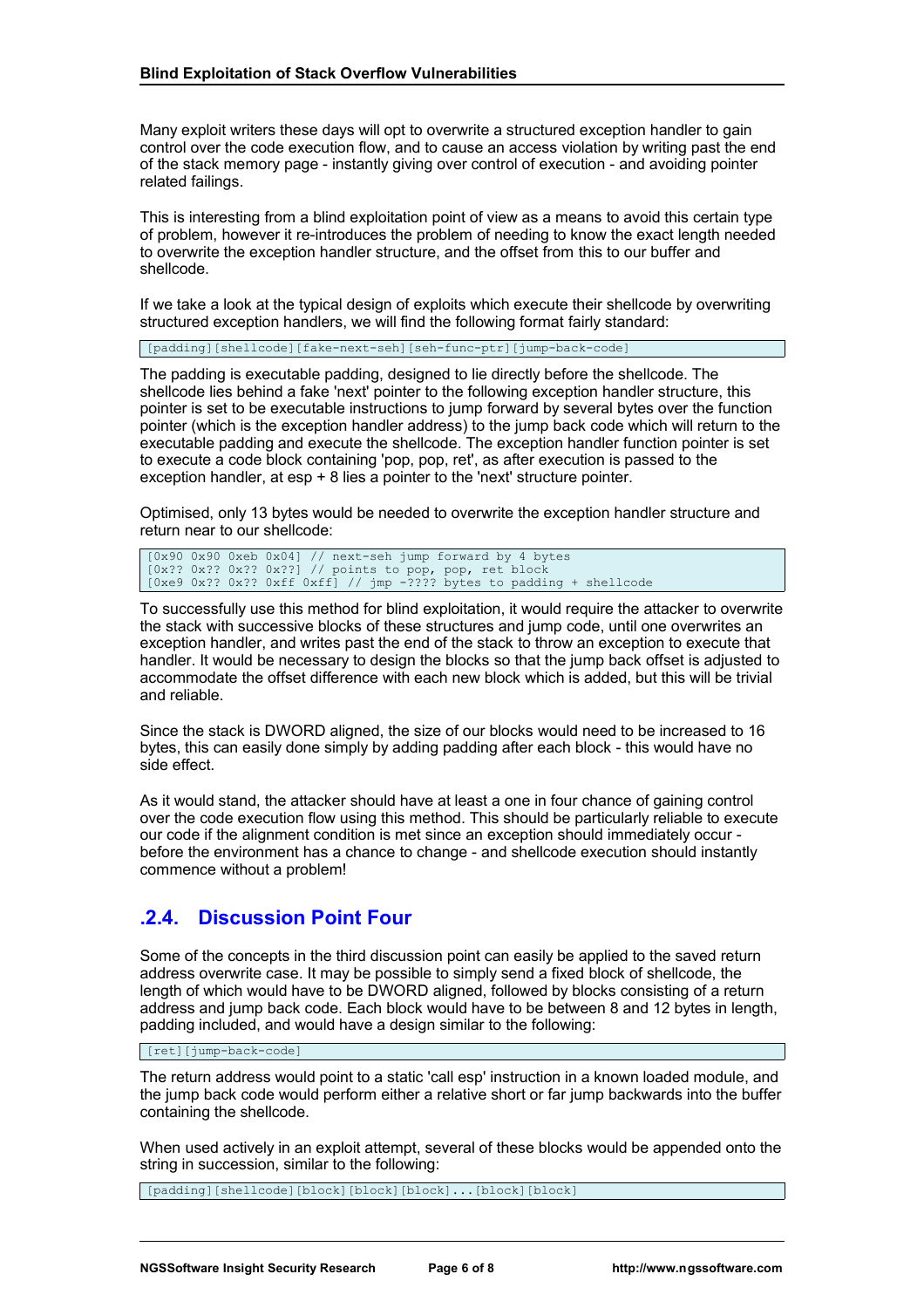Many exploit writers these days will opt to overwrite a structured exception handler to gain control over the code execution flow, and to cause an access violation by writing past the end of the stack memory page - instantly giving over control of execution - and avoiding pointer related failings.

This is interesting from a blind exploitation point of view as a means to avoid this certain type of problem, however it re-introduces the problem of needing to know the exact length needed to overwrite the exception handler structure, and the offset from this to our buffer and shellcode.

If we take a look at the typical design of exploits which execute their shellcode by overwriting structured exception handlers, we will find the following format fairly standard:

```
[padding][shellcode][fake-next-seh][seh-func-ptr][jump-back-code]
```

The padding is executable padding, designed to lie directly before the shellcode. The shellcode lies behind a fake 'next' pointer to the following exception handler structure, this pointer is set to be executable instructions to jump forward by several bytes over the function pointer (which is the exception handler address) to the jump back code which will return to the executable padding and execute the shellcode. The exception handler function pointer is set to execute a code block containing 'pop, pop, ret', as after execution is passed to the exception handler, at esp + 8 lies a pointer to the 'next' structure pointer.

Optimised, only 13 bytes would be needed to overwrite the exception handler structure and return near to our shellcode:

```
[0x90 0x90 0xeb 0x04] // next-seh jump forward by 4 bytes
[0x?? 0x?? 0x?? 0x??] // points to pop, pop, ret block
[0xe9 0x?? 0x?? 0xff 0xff] // jmp -???? bytes to padding + shellcode
```

To successfully use this method for blind exploitation, it would require the attacker to overwrite the stack with successive blocks of these structures and jump code, until one overwrites an exception handler, and writes past the end of the stack to throw an exception to execute that handler. It would be necessary to design the blocks so that the jump back offset is adjusted to accommodate the offset difference with each new block which is added, but this will be trivial and reliable.

Since the stack is DWORD aligned, the size of our blocks would need to be increased to 16 bytes, this can easily done simply by adding padding after each block - this would have no side effect.

As it would stand, the attacker should have at least a one in four chance of gaining control over the code execution flow using this method. This should be particularly reliable to execute our code if the alignment condition is met since an exception should immediately occur - before the environment has a chance to change - and shellcode execution should instantly commence without a problem!

## .2.4. Discussion Point Four

Some of the concepts in the third discussion point can easily be applied to the saved return address overwrite case. It may be possible to simply send a fixed block of shellcode, the length of which would have to be DWORD aligned, followed by blocks consisting of a return address and jump back code. Each block would have to be between 8 and 12 bytes in length, padding included, and would have a design similar to the following:

```
[ret][jump-back-code]
```

The return address would point to a static 'call esp' instruction in a known loaded module, and the jump back code would perform either a relative short or far jump backwards into the buffer containing the shellcode.

When used actively in an exploit attempt, several of these blocks would be appended onto the string in succession, similar to the following:

```
[padding][shellcode][block][block][block]...[block][block]
```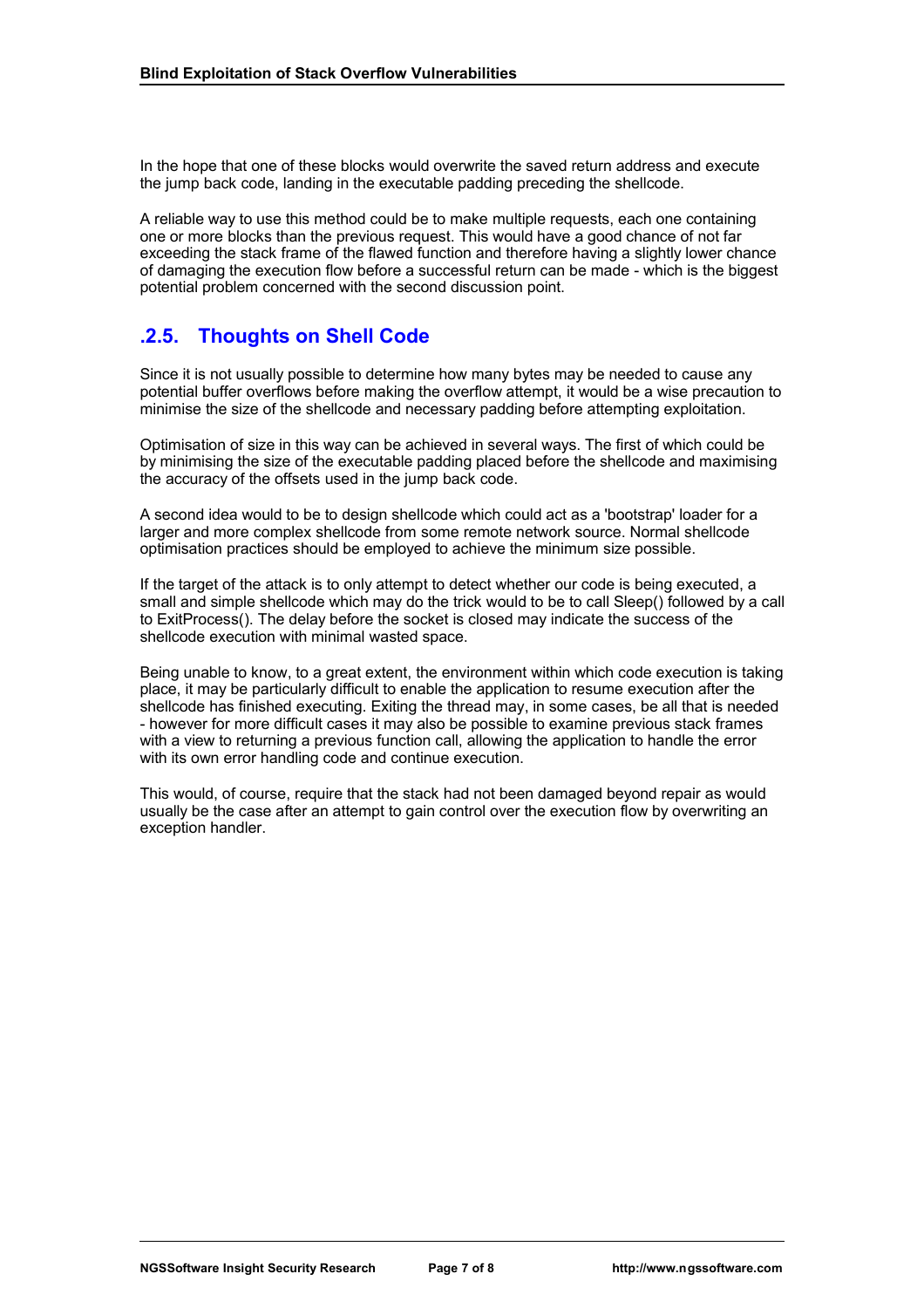In the hope that one of these blocks would overwrite the saved return address and execute the jump back code, landing in the executable padding preceding the shellcode.

A reliable way to use this method could be to make multiple requests, each one containing one or more blocks than the previous request. This would have a good chance of not far exceeding the stack frame of the flawed function and therefore having a slightly lower chance of damaging the execution flow before a successful return can be made - which is the biggest potential problem concerned with the second discussion point.

## .2.5. Thoughts on Shell Code

Since it is not usually possible to determine how many bytes may be needed to cause any potential buffer overflows before making the overflow attempt, it would be a wise precaution to minimise the size of the shellcode and necessary padding before attempting exploitation.

Optimisation of size in this way can be achieved in several ways. The first of which could be by minimising the size of the executable padding placed before the shellcode and maximising the accuracy of the offsets used in the jump back code.

A second idea would to be to design shellcode which could act as a 'bootstrap' loader for a larger and more complex shellcode from some remote network source. Normal shellcode optimisation practices should be employed to achieve the minimum size possible.

If the target of the attack is to only attempt to detect whether our code is being executed, a small and simple shellcode which may do the trick would to be to call Sleep() followed by a call to ExitProcess(). The delay before the socket is closed may indicate the success of the shellcode execution with minimal wasted space.

Being unable to know, to a great extent, the environment within which code execution is taking place, it may be particularly difficult to enable the application to resume execution after the shellcode has finished executing. Exiting the thread may, in some cases, be all that is needed - however for more difficult cases it may also be possible to examine previous stack frames with a view to returning a previous function call, allowing the application to handle the error with its own error handling code and continue execution.

This would, of course, require that the stack had not been damaged beyond repair as would usually be the case after an attempt to gain control over the execution flow by overwriting an exception handler.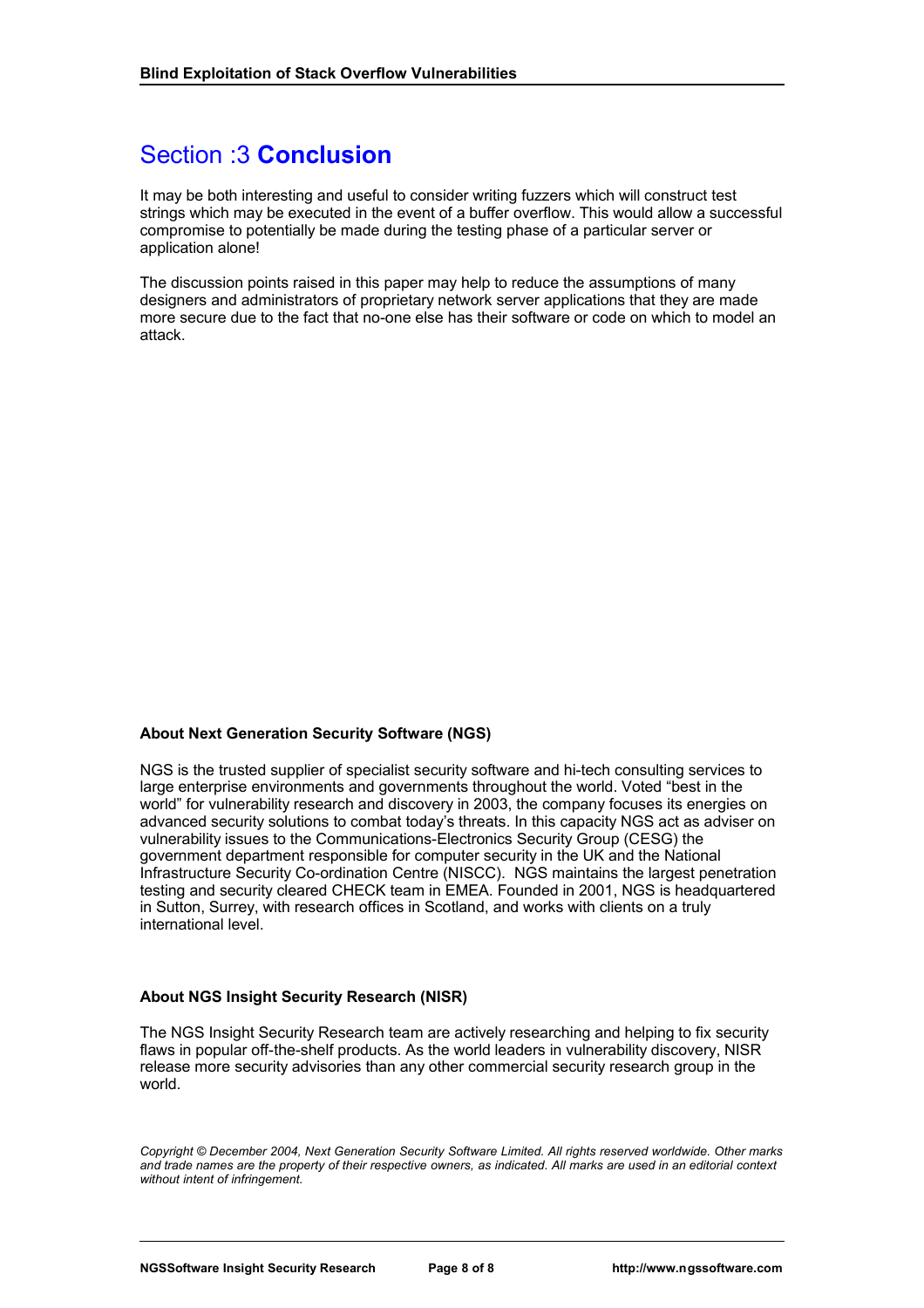# Section :3 **Conclusion**

It may be both interesting and useful to consider writing fuzzers which will construct test strings which may be executed in the event of a buffer overflow. This would allow a successful compromise to potentially be made during the testing phase of a particular server or application alone!

The discussion points raised in this paper may help to reduce the assumptions of many designers and administrators of proprietary network server applications that they are made more secure due to the fact that no-one else has their software or code on which to model an attack.

**About Next Generation Security Software (NGS)**

NGS is the trusted supplier of specialist security software and hi-tech consulting services to large enterprise environments and governments throughout the world. Voted "best in the world" for vulnerability research and discovery in 2003, the company focuses its energies on advanced security solutions to combat today's threats. In this capacity NGS act as adviser on vulnerability issues to the Communications-Electronics Security Group (CESG) the government department responsible for computer security in the UK and the National Infrastructure Security Co-ordination Centre (NISCC). NGS maintains the largest penetration testing and security cleared CHECK team in EMEA. Founded in 2001, NGS is headquartered in Sutton, Surrey, with research offices in Scotland, and works with clients on a truly international level.

**About NGS Insight Security Research (NISR)**

The NGS Insight Security Research team are actively researching and helping to fix security flaws in popular off-the-shelf products. As the world leaders in vulnerability discovery, NISR release more security advisories than any other commercial security research group in the world.

*Copyright © December 2004, Next Generation Security Software Limited. All rights reserved worldwide. Other marks and trade names are the property of their respective owners, as indicated. All marks are used in an editorial context without intent of infringement.*